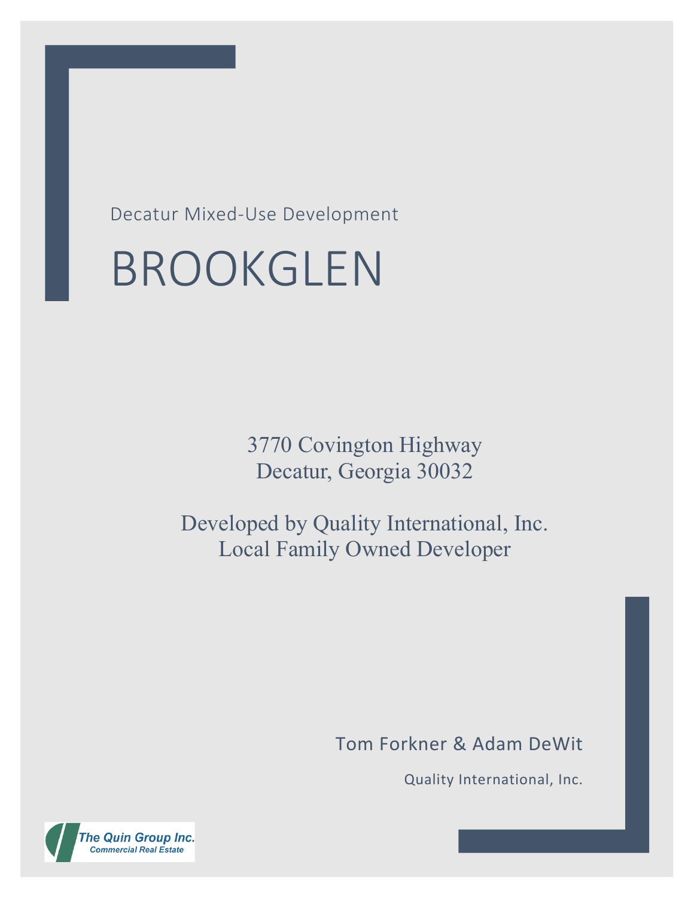Decatur Mixed-Use Development

# BROOKGLEN

3770 Covington Highway
Decatur, Georgia 30032

Developed by Quality International, Inc.
Local Family Owned Developer

Tom Forkner & Adam DeWit

Quality International, Inc.

The Quin Group Inc.
Commercial Real Estate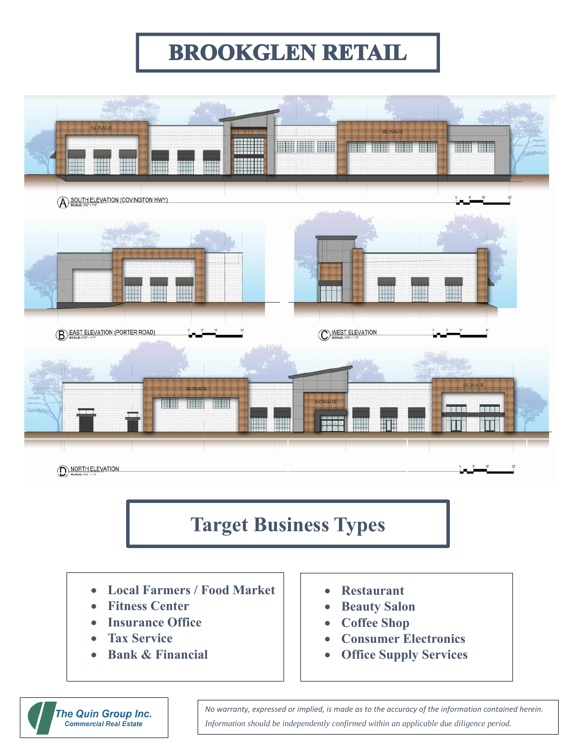# BROOKGLEN RETAIL

SIGNAGE

SIGNAGE

A SOUTH ELEVATION (COVINGTON HWY)
SCALE: 3/32" = 1'-0"

B EAST ELEVATION (PORTER ROAD)
SCALE: 3/32" = 1'-0"

C WEST ELEVATION
SCALE: 3/32" = 1'-0"

SIGNAGE

SIGNAGE

SIGNAGE

D NORTH ELEVATION

## Target Business Types

- Local Farmers / Food Market
- Fitness Center
- Insurance Office
- Tax Service
- Bank & Financial

- Restaurant
- Beauty Salon
- Coffee Shop
- Consumer Electronics
- Office Supply Services

**The Quin Group Inc.**
**Commercial Real Estate**

*No warranty, expressed or implied, is made as to the accuracy of the information contained herein. Information should be independently confirmed within an applicable due diligence period.*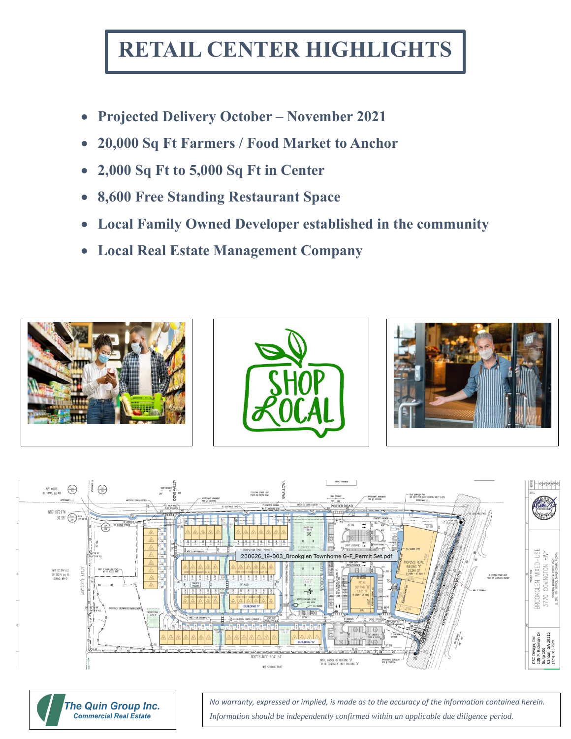# RETAIL CENTER HIGHLIGHTS

- **Projected Delivery October – November 2021**
- **20,000 Sq Ft Farmers / Food Market to Anchor**
- **2,000 Sq Ft to 5,000 Sq Ft in Center**
- **8,600 Free Standing Restaurant Space**
- **Local Family Owned Developer established in the community**
- **Local Real Estate Management Company**

**The Quin Group Inc.**
**Commercial Real Estate**

*No warranty, expressed or implied, is made as to the accuracy of the information contained herein. Information should be independently confirmed within an applicable due diligence period.*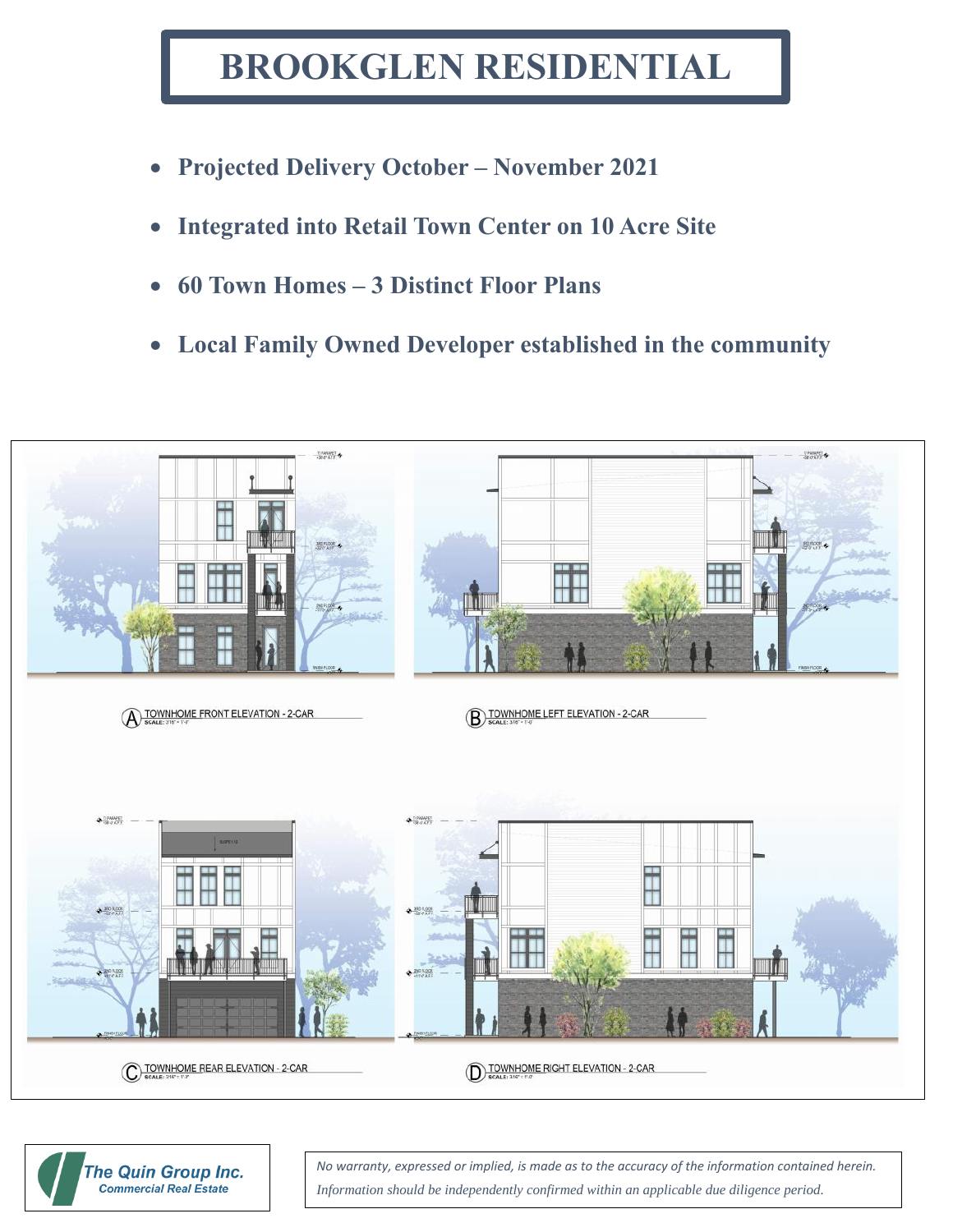# BROOKGLEN RESIDENTIAL

- **Projected Delivery October – November 2021**
- **Integrated into Retail Town Center on 10 Acre Site**
- **60 Town Homes – 3 Distinct Floor Plans**
- **Local Family Owned Developer established in the community**

A TOWNHOME FRONT ELEVATION - 2-CAR

B TOWNHOME LEFT ELEVATION - 2-CAR

C TOWNHOME REAR ELEVATION - 2-CAR

D TOWNHOME RIGHT ELEVATION - 2-CAR

**The Quin Group Inc.**
**Commercial Real Estate**

*No warranty, expressed or implied, is made as to the accuracy of the information contained herein. Information should be independently confirmed within an applicable due diligence period.*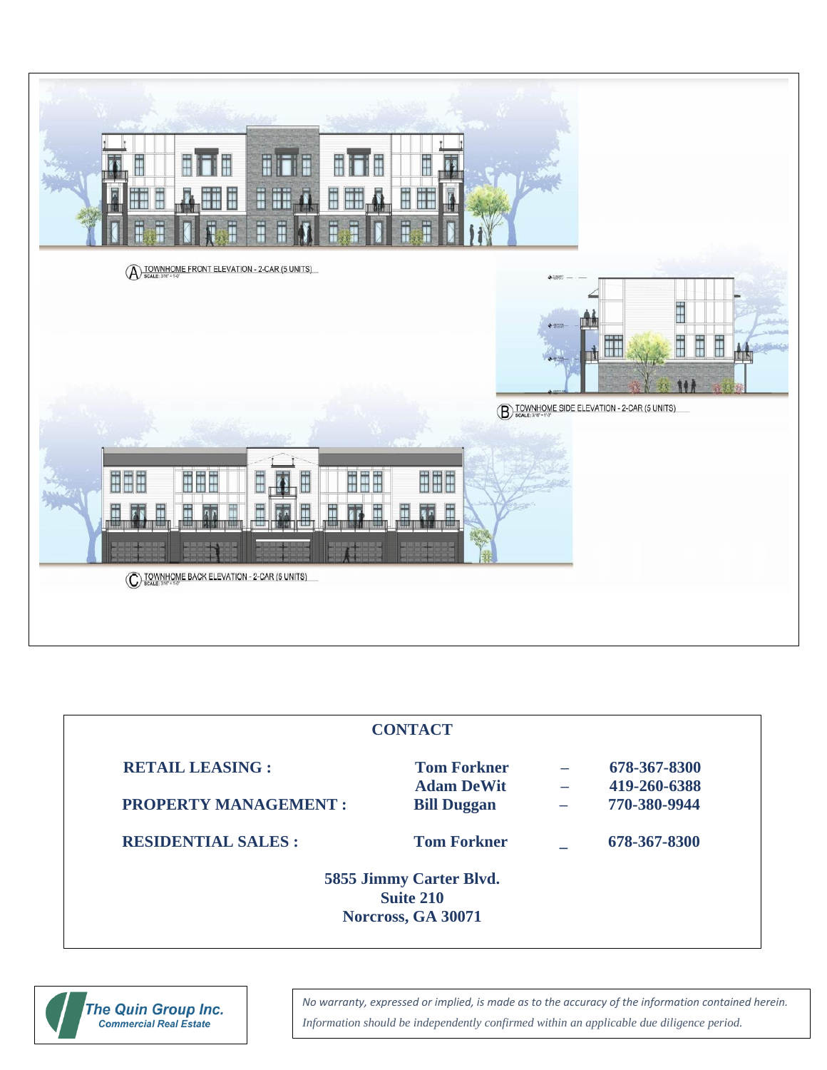A TOWNHOME FRONT ELEVATION - 2-CAR (5 UNITS)

B TOWNHOME SIDE ELEVATION - 2-CAR (5 UNITS)

C TOWNHOME BACK ELEVATION - 2-CAR (5 UNITS)

## CONTACT

| | | | |
|---|---|---|---|
| **RETAIL LEASING :** | **Tom Forkner** | – | **678-367-8300** |
| | **Adam DeWit** | – | **419-260-6388** |
| **PROPERTY MANAGEMENT :** | **Bill Duggan** | – | **770-380-9944** |
| **RESIDENTIAL SALES :** | **Tom Forkner** | – | **678-367-8300** |

**5855 Jimmy Carter Blvd.**
**Suite 210**
**Norcross, GA 30071**

**The Quin Group Inc.**
*Commercial Real Estate*

*No warranty, expressed or implied, is made as to the accuracy of the information contained herein. Information should be independently confirmed within an applicable due diligence period.*